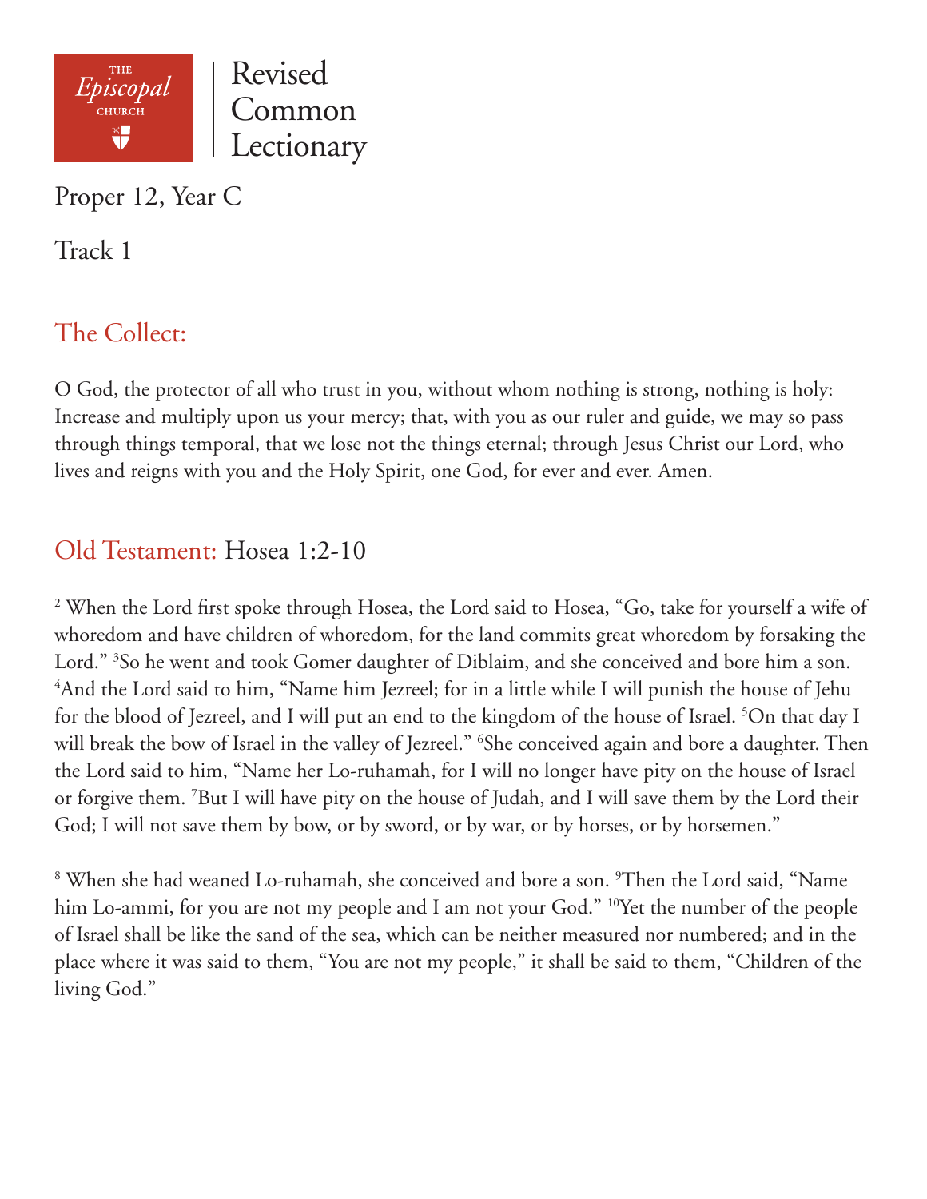THE Episcopal CHURCH

Revised Common Lectionary

Proper 12, Year C

Track 1

## The Collect:

O God, the protector of all who trust in you, without whom nothing is strong, nothing is holy: Increase and multiply upon us your mercy; that, with you as our ruler and guide, we may so pass through things temporal, that we lose not the things eternal; through Jesus Christ our Lord, who lives and reigns with you and the Holy Spirit, one God, for ever and ever. Amen.

## Old Testament: Hosea 1:2-10

[2] When the Lord first spoke through Hosea, the Lord said to Hosea, "Go, take for yourself a wife of whoredom and have children of whoredom, for the land commits great whoredom by forsaking the Lord." [3]So he went and took Gomer daughter of Diblaim, and she conceived and bore him a son. [4]And the Lord said to him, "Name him Jezreel; for in a little while I will punish the house of Jehu for the blood of Jezreel, and I will put an end to the kingdom of the house of Israel. [5]On that day I will break the bow of Israel in the valley of Jezreel." [6]She conceived again and bore a daughter. Then the Lord said to him, "Name her Lo-ruhamah, for I will no longer have pity on the house of Israel or forgive them. [7]But I will have pity on the house of Judah, and I will save them by the Lord their God; I will not save them by bow, or by sword, or by war, or by horses, or by horsemen."

[8] When she had weaned Lo-ruhamah, she conceived and bore a son. [9]Then the Lord said, "Name him Lo-ammi, for you are not my people and I am not your God." [10]Yet the number of the people of Israel shall be like the sand of the sea, which can be neither measured nor numbered; and in the place where it was said to them, "You are not my people," it shall be said to them, "Children of the living God."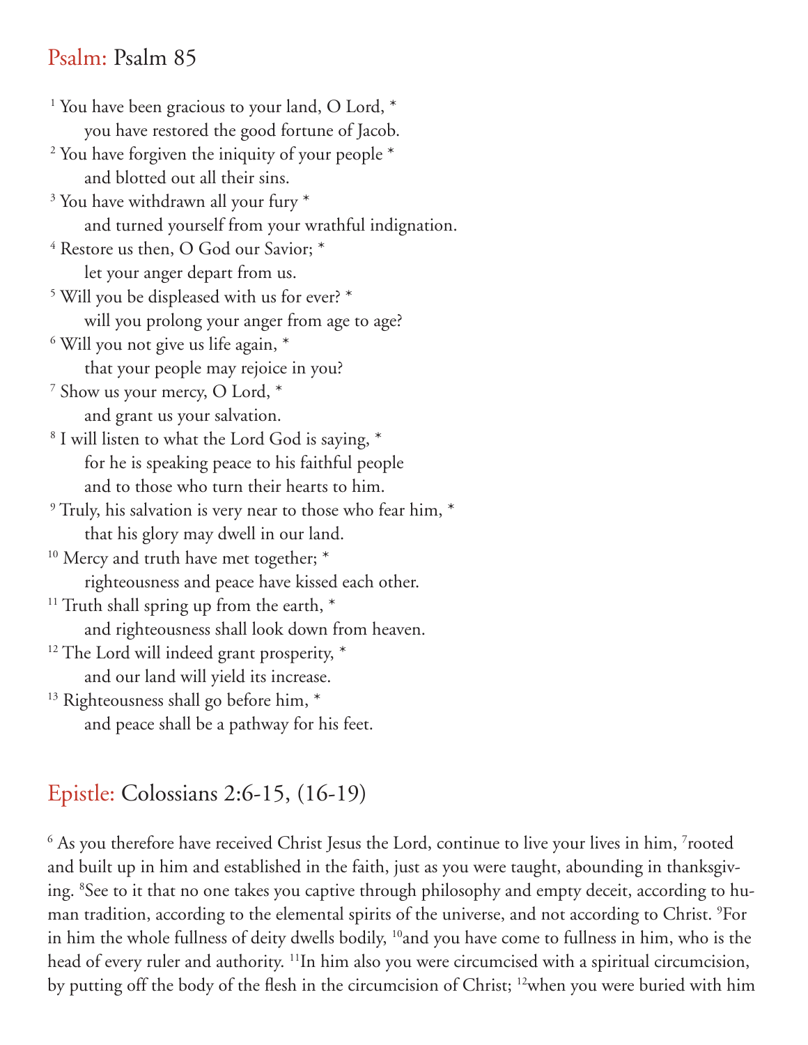## Psalm: Psalm 85

[1] You have been gracious to your land, O Lord, *
    you have restored the good fortune of Jacob.
[2] You have forgiven the iniquity of your people *
    and blotted out all their sins.
[3] You have withdrawn all your fury *
    and turned yourself from your wrathful indignation.
[4] Restore us then, O God our Savior; *
    let your anger depart from us.
[5] Will you be displeased with us for ever? *
    will you prolong your anger from age to age?
[6] Will you not give us life again, *
    that your people may rejoice in you?
[7] Show us your mercy, O Lord, *
    and grant us your salvation.
[8] I will listen to what the Lord God is saying, *
    for he is speaking peace to his faithful people
    and to those who turn their hearts to him.
[9] Truly, his salvation is very near to those who fear him, *
    that his glory may dwell in our land.
[10] Mercy and truth have met together; *
    righteousness and peace have kissed each other.
[11] Truth shall spring up from the earth, *
    and righteousness shall look down from heaven.
[12] The Lord will indeed grant prosperity, *
    and our land will yield its increase.
[13] Righteousness shall go before him, *
    and peace shall be a pathway for his feet.

## Epistle: Colossians 2:6-15, (16-19)

[6] As you therefore have received Christ Jesus the Lord, continue to live your lives in him, [7]rooted and built up in him and established in the faith, just as you were taught, abounding in thanksgiving. [8]See to it that no one takes you captive through philosophy and empty deceit, according to human tradition, according to the elemental spirits of the universe, and not according to Christ. [9]For in him the whole fullness of deity dwells bodily, [10]and you have come to fullness in him, who is the head of every ruler and authority. [11]In him also you were circumcised with a spiritual circumcision, by putting off the body of the flesh in the circumcision of Christ; [12]when you were buried with him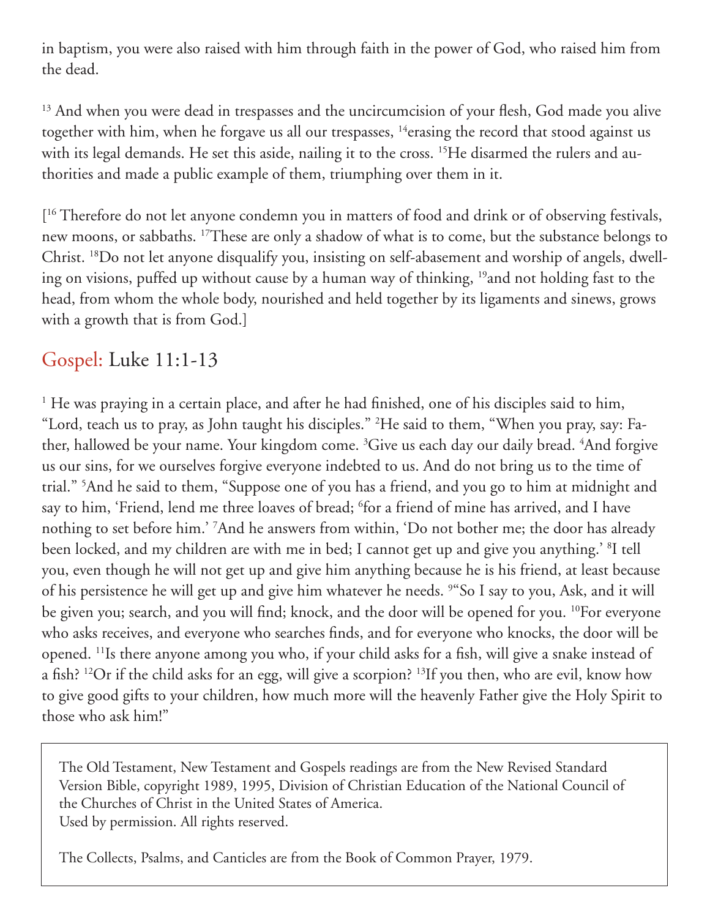in baptism, you were also raised with him through faith in the power of God, who raised him from the dead.

[13] And when you were dead in trespasses and the uncircumcision of your flesh, God made you alive together with him, when he forgave us all our trespasses, [14]erasing the record that stood against us with its legal demands. He set this aside, nailing it to the cross. [15]He disarmed the rulers and authorities and made a public example of them, triumphing over them in it.

[[16] Therefore do not let anyone condemn you in matters of food and drink or of observing festivals, new moons, or sabbaths. [17]These are only a shadow of what is to come, but the substance belongs to Christ. [18]Do not let anyone disqualify you, insisting on self-abasement and worship of angels, dwelling on visions, puffed up without cause by a human way of thinking, [19]and not holding fast to the head, from whom the whole body, nourished and held together by its ligaments and sinews, grows with a growth that is from God.]

## Gospel: Luke 11:1-13

[1] He was praying in a certain place, and after he had finished, one of his disciples said to him, "Lord, teach us to pray, as John taught his disciples." [2]He said to them, "When you pray, say: Father, hallowed be your name. Your kingdom come. [3]Give us each day our daily bread. [4]And forgive us our sins, for we ourselves forgive everyone indebted to us. And do not bring us to the time of trial." [5]And he said to them, "Suppose one of you has a friend, and you go to him at midnight and say to him, 'Friend, lend me three loaves of bread; [6]for a friend of mine has arrived, and I have nothing to set before him.' [7]And he answers from within, 'Do not bother me; the door has already been locked, and my children are with me in bed; I cannot get up and give you anything.' [8]I tell you, even though he will not get up and give him anything because he is his friend, at least because of his persistence he will get up and give him whatever he needs. [9]"So I say to you, Ask, and it will be given you; search, and you will find; knock, and the door will be opened for you. [10]For everyone who asks receives, and everyone who searches finds, and for everyone who knocks, the door will be opened. [11]Is there anyone among you who, if your child asks for a fish, will give a snake instead of a fish? [12]Or if the child asks for an egg, will give a scorpion? [13]If you then, who are evil, know how to give good gifts to your children, how much more will the heavenly Father give the Holy Spirit to those who ask him!"

The Old Testament, New Testament and Gospels readings are from the New Revised Standard Version Bible, copyright 1989, 1995, Division of Christian Education of the National Council of the Churches of Christ in the United States of America.
Used by permission. All rights reserved.

The Collects, Psalms, and Canticles are from the Book of Common Prayer, 1979.